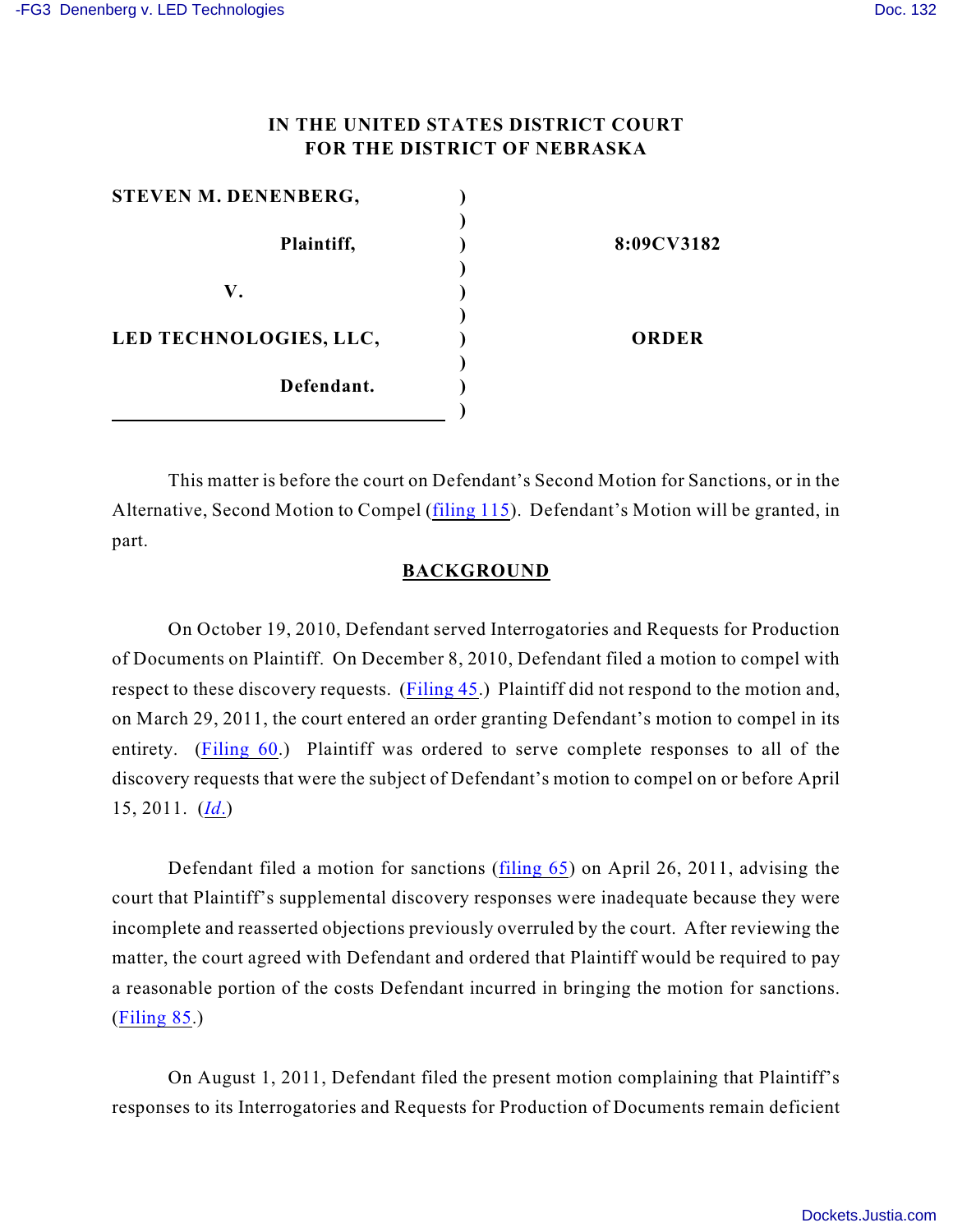**IN THE UNITED STATES DISTRICT COURT**
**FOR THE DISTRICT OF NEBRASKA**

| | | |
|---|---|---|
| **STEVEN M. DENENBERG,** | ) | |
| | ) | |
| **Plaintiff,** | ) | **8:09CV3182** |
| | ) | |
| **V.** | ) | |
| | ) | |
| **LED TECHNOLOGIES, LLC,** | ) | **ORDER** |
| | ) | |
| **Defendant.** | ) | |
| | ) | |

This matter is before the court on Defendant's Second Motion for Sanctions, or in the Alternative, Second Motion to Compel (filing 115). Defendant's Motion will be granted, in part.

## BACKGROUND

On October 19, 2010, Defendant served Interrogatories and Requests for Production of Documents on Plaintiff. On December 8, 2010, Defendant filed a motion to compel with respect to these discovery requests. (Filing 45.) Plaintiff did not respond to the motion and, on March 29, 2011, the court entered an order granting Defendant's motion to compel in its entirety. (Filing 60.) Plaintiff was ordered to serve complete responses to all of the discovery requests that were the subject of Defendant's motion to compel on or before April 15, 2011. (*Id*.)

Defendant filed a motion for sanctions (filing 65) on April 26, 2011, advising the court that Plaintiff's supplemental discovery responses were inadequate because they were incomplete and reasserted objections previously overruled by the court. After reviewing the matter, the court agreed with Defendant and ordered that Plaintiff would be required to pay a reasonable portion of the costs Defendant incurred in bringing the motion for sanctions. (Filing 85.)

On August 1, 2011, Defendant filed the present motion complaining that Plaintiff's responses to its Interrogatories and Requests for Production of Documents remain deficient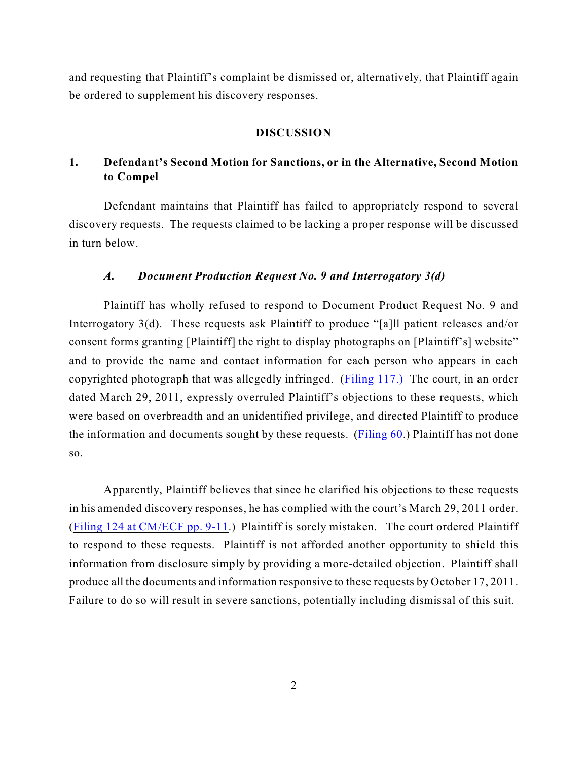and requesting that Plaintiff's complaint be dismissed or, alternatively, that Plaintiff again be ordered to supplement his discovery responses.

## DISCUSSION

### 1. Defendant's Second Motion for Sanctions, or in the Alternative, Second Motion to Compel

Defendant maintains that Plaintiff has failed to appropriately respond to several discovery requests. The requests claimed to be lacking a proper response will be discussed in turn below.

#### *A. Document Production Request No. 9 and Interrogatory 3(d)*

Plaintiff has wholly refused to respond to Document Product Request No. 9 and Interrogatory 3(d). These requests ask Plaintiff to produce "[a]ll patient releases and/or consent forms granting [Plaintiff] the right to display photographs on [Plaintiff's] website" and to provide the name and contact information for each person who appears in each copyrighted photograph that was allegedly infringed. (Filing 117.) The court, in an order dated March 29, 2011, expressly overruled Plaintiff's objections to these requests, which were based on overbreadth and an unidentified privilege, and directed Plaintiff to produce the information and documents sought by these requests. (Filing 60.) Plaintiff has not done so.

Apparently, Plaintiff believes that since he clarified his objections to these requests in his amended discovery responses, he has complied with the court's March 29, 2011 order. (Filing 124 at CM/ECF pp. 9-11.) Plaintiff is sorely mistaken. The court ordered Plaintiff to respond to these requests. Plaintiff is not afforded another opportunity to shield this information from disclosure simply by providing a more-detailed objection. Plaintiff shall produce all the documents and information responsive to these requests by October 17, 2011. Failure to do so will result in severe sanctions, potentially including dismissal of this suit.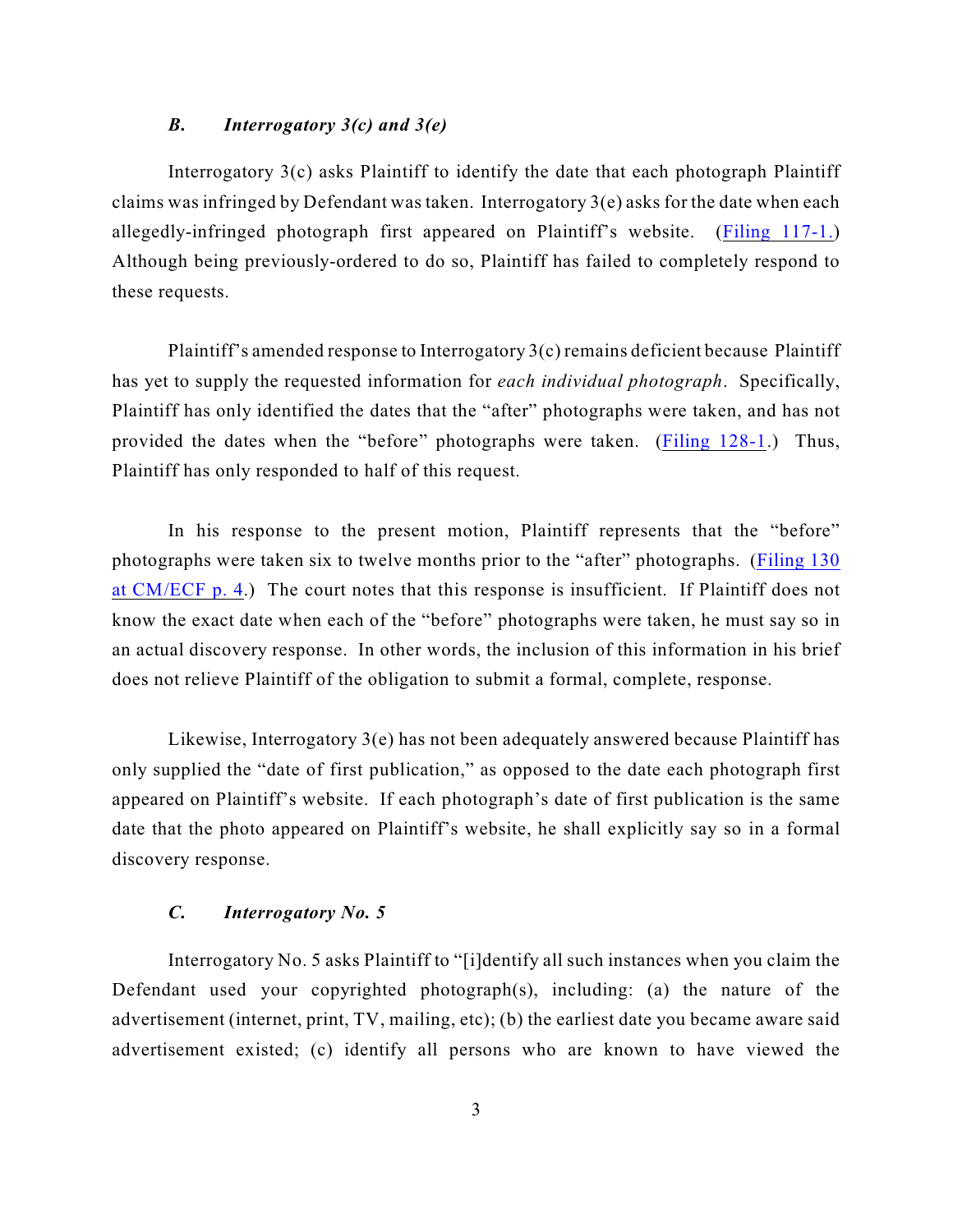### *B. Interrogatory 3(c) and 3(e)*

Interrogatory 3(c) asks Plaintiff to identify the date that each photograph Plaintiff claims was infringed by Defendant was taken. Interrogatory 3(e) asks for the date when each allegedly-infringed photograph first appeared on Plaintiff's website. (Filing 117-1.) Although being previously-ordered to do so, Plaintiff has failed to completely respond to these requests.

Plaintiff's amended response to Interrogatory 3(c) remains deficient because Plaintiff has yet to supply the requested information for *each individual photograph*. Specifically, Plaintiff has only identified the dates that the "after" photographs were taken, and has not provided the dates when the "before" photographs were taken. (Filing 128-1.) Thus, Plaintiff has only responded to half of this request.

In his response to the present motion, Plaintiff represents that the "before" photographs were taken six to twelve months prior to the "after" photographs. (Filing 130 at CM/ECF p. 4.) The court notes that this response is insufficient. If Plaintiff does not know the exact date when each of the "before" photographs were taken, he must say so in an actual discovery response. In other words, the inclusion of this information in his brief does not relieve Plaintiff of the obligation to submit a formal, complete, response.

Likewise, Interrogatory 3(e) has not been adequately answered because Plaintiff has only supplied the "date of first publication," as opposed to the date each photograph first appeared on Plaintiff's website. If each photograph's date of first publication is the same date that the photo appeared on Plaintiff's website, he shall explicitly say so in a formal discovery response.

### *C. Interrogatory No. 5*

Interrogatory No. 5 asks Plaintiff to "[i]dentify all such instances when you claim the Defendant used your copyrighted photograph(s), including: (a) the nature of the advertisement (internet, print, TV, mailing, etc); (b) the earliest date you became aware said advertisement existed; (c) identify all persons who are known to have viewed the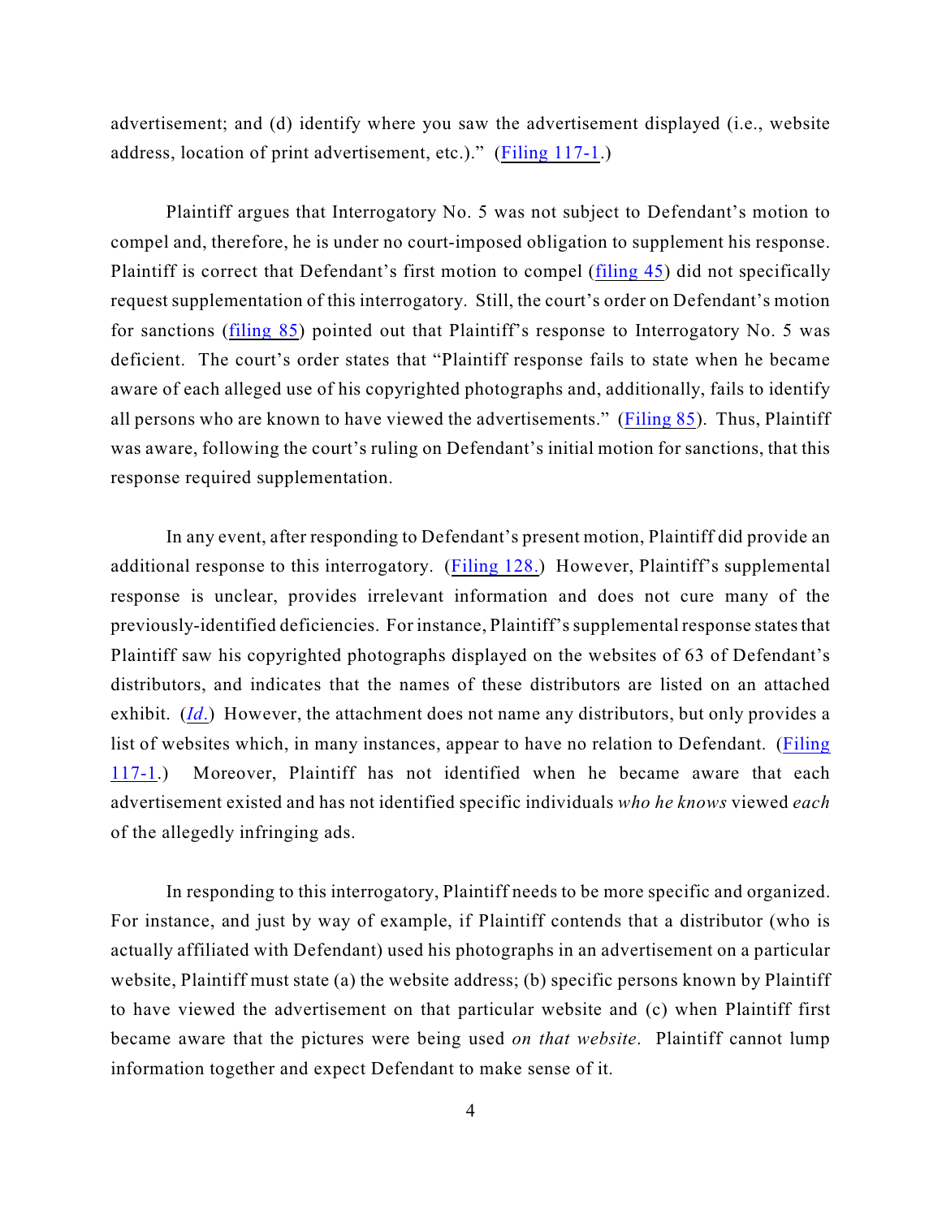advertisement; and (d) identify where you saw the advertisement displayed (i.e., website address, location of print advertisement, etc.)." (Filing 117-1.)

Plaintiff argues that Interrogatory No. 5 was not subject to Defendant's motion to compel and, therefore, he is under no court-imposed obligation to supplement his response. Plaintiff is correct that Defendant's first motion to compel (filing 45) did not specifically request supplementation of this interrogatory. Still, the court's order on Defendant's motion for sanctions (filing 85) pointed out that Plaintiff's response to Interrogatory No. 5 was deficient. The court's order states that "Plaintiff response fails to state when he became aware of each alleged use of his copyrighted photographs and, additionally, fails to identify all persons who are known to have viewed the advertisements." (Filing 85). Thus, Plaintiff was aware, following the court's ruling on Defendant's initial motion for sanctions, that this response required supplementation.

In any event, after responding to Defendant's present motion, Plaintiff did provide an additional response to this interrogatory. (Filing 128.) However, Plaintiff's supplemental response is unclear, provides irrelevant information and does not cure many of the previously-identified deficiencies. For instance, Plaintiff's supplemental response states that Plaintiff saw his copyrighted photographs displayed on the websites of 63 of Defendant's distributors, and indicates that the names of these distributors are listed on an attached exhibit. (*Id.*) However, the attachment does not name any distributors, but only provides a list of websites which, in many instances, appear to have no relation to Defendant. (Filing 117-1.) Moreover, Plaintiff has not identified when he became aware that each advertisement existed and has not identified specific individuals *who he knows* viewed *each* of the allegedly infringing ads.

In responding to this interrogatory, Plaintiff needs to be more specific and organized. For instance, and just by way of example, if Plaintiff contends that a distributor (who is actually affiliated with Defendant) used his photographs in an advertisement on a particular website, Plaintiff must state (a) the website address; (b) specific persons known by Plaintiff to have viewed the advertisement on that particular website and (c) when Plaintiff first became aware that the pictures were being used *on that website*. Plaintiff cannot lump information together and expect Defendant to make sense of it.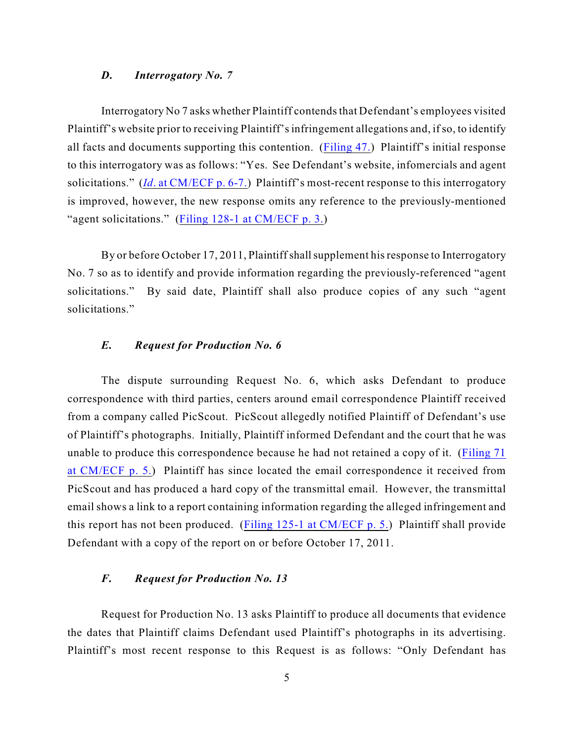### *D. Interrogatory No. 7*

Interrogatory No 7 asks whether Plaintiff contends that Defendant's employees visited Plaintiff's website prior to receiving Plaintiff's infringement allegations and, if so, to identify all facts and documents supporting this contention. (Filing 47.) Plaintiff's initial response to this interrogatory was as follows: "Yes. See Defendant's website, infomercials and agent solicitations." (*Id*. at CM/ECF p. 6-7.) Plaintiff's most-recent response to this interrogatory is improved, however, the new response omits any reference to the previously-mentioned "agent solicitations." (Filing 128-1 at CM/ECF p. 3.)

By or before October 17, 2011, Plaintiff shall supplement his response to Interrogatory No. 7 so as to identify and provide information regarding the previously-referenced "agent solicitations." By said date, Plaintiff shall also produce copies of any such "agent solicitations."

### *E. Request for Production No. 6*

The dispute surrounding Request No. 6, which asks Defendant to produce correspondence with third parties, centers around email correspondence Plaintiff received from a company called PicScout. PicScout allegedly notified Plaintiff of Defendant's use of Plaintiff's photographs. Initially, Plaintiff informed Defendant and the court that he was unable to produce this correspondence because he had not retained a copy of it. (Filing 71 at CM/ECF p. 5.) Plaintiff has since located the email correspondence it received from PicScout and has produced a hard copy of the transmittal email. However, the transmittal email shows a link to a report containing information regarding the alleged infringement and this report has not been produced. (Filing 125-1 at CM/ECF p. 5.) Plaintiff shall provide Defendant with a copy of the report on or before October 17, 2011.

### *F. Request for Production No. 13*

Request for Production No. 13 asks Plaintiff to produce all documents that evidence the dates that Plaintiff claims Defendant used Plaintiff's photographs in its advertising. Plaintiff's most recent response to this Request is as follows: "Only Defendant has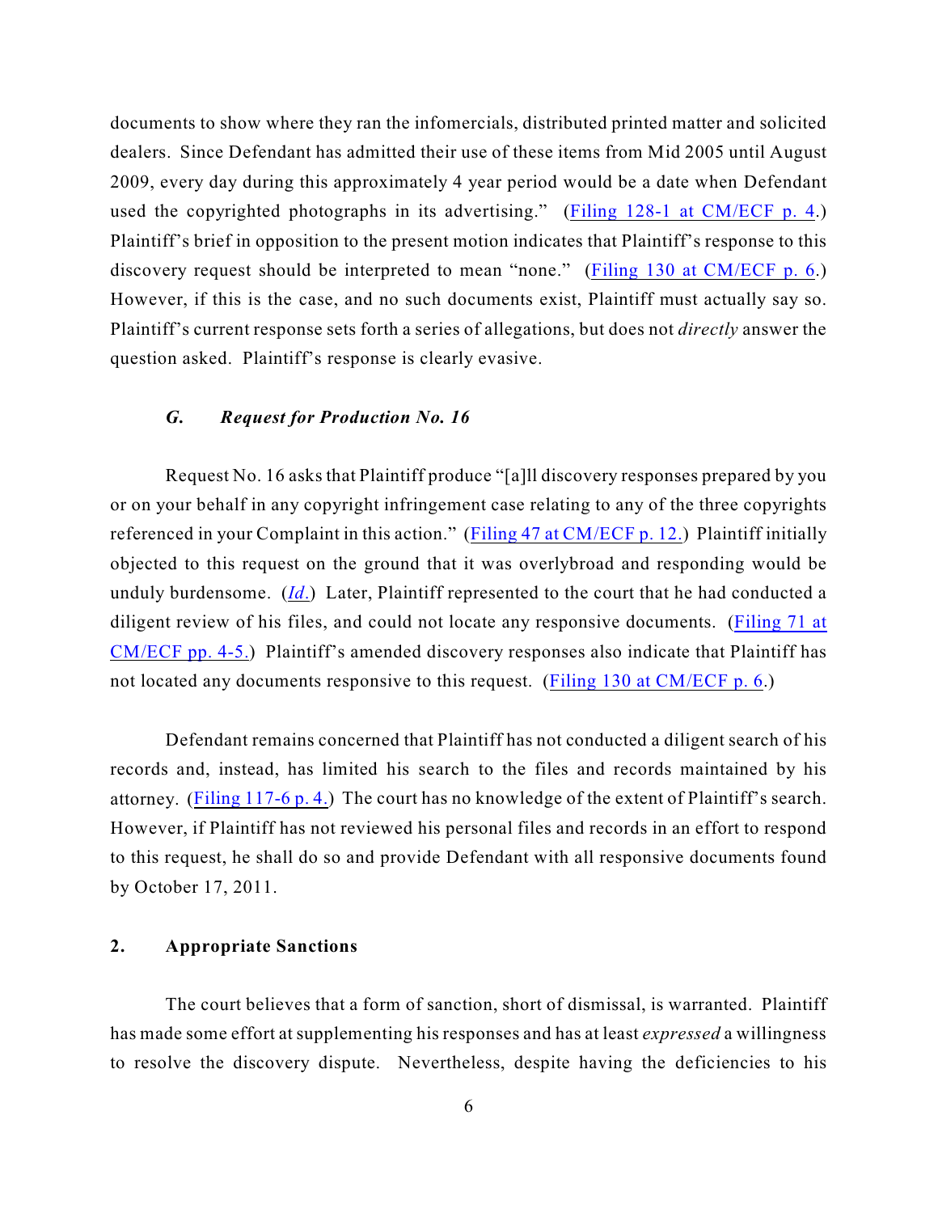documents to show where they ran the infomercials, distributed printed matter and solicited dealers. Since Defendant has admitted their use of these items from Mid 2005 until August 2009, every day during this approximately 4 year period would be a date when Defendant used the copyrighted photographs in its advertising." (Filing 128-1 at CM/ECF p. 4.) Plaintiff's brief in opposition to the present motion indicates that Plaintiff's response to this discovery request should be interpreted to mean "none." (Filing 130 at CM/ECF p. 6.) However, if this is the case, and no such documents exist, Plaintiff must actually say so. Plaintiff's current response sets forth a series of allegations, but does not *directly* answer the question asked. Plaintiff's response is clearly evasive.

### *G. Request for Production No. 16*

Request No. 16 asks that Plaintiff produce "[a]ll discovery responses prepared by you or on your behalf in any copyright infringement case relating to any of the three copyrights referenced in your Complaint in this action." (Filing 47 at CM/ECF p. 12.) Plaintiff initially objected to this request on the ground that it was overlybroad and responding would be unduly burdensome. (*Id.*) Later, Plaintiff represented to the court that he had conducted a diligent review of his files, and could not locate any responsive documents. (Filing 71 at CM/ECF pp. 4-5.) Plaintiff's amended discovery responses also indicate that Plaintiff has not located any documents responsive to this request. (Filing 130 at CM/ECF p. 6.)

Defendant remains concerned that Plaintiff has not conducted a diligent search of his records and, instead, has limited his search to the files and records maintained by his attorney. (Filing 117-6 p. 4.) The court has no knowledge of the extent of Plaintiff's search. However, if Plaintiff has not reviewed his personal files and records in an effort to respond to this request, he shall do so and provide Defendant with all responsive documents found by October 17, 2011.

## 2. Appropriate Sanctions

The court believes that a form of sanction, short of dismissal, is warranted. Plaintiff has made some effort at supplementing his responses and has at least *expressed* a willingness to resolve the discovery dispute. Nevertheless, despite having the deficiencies to his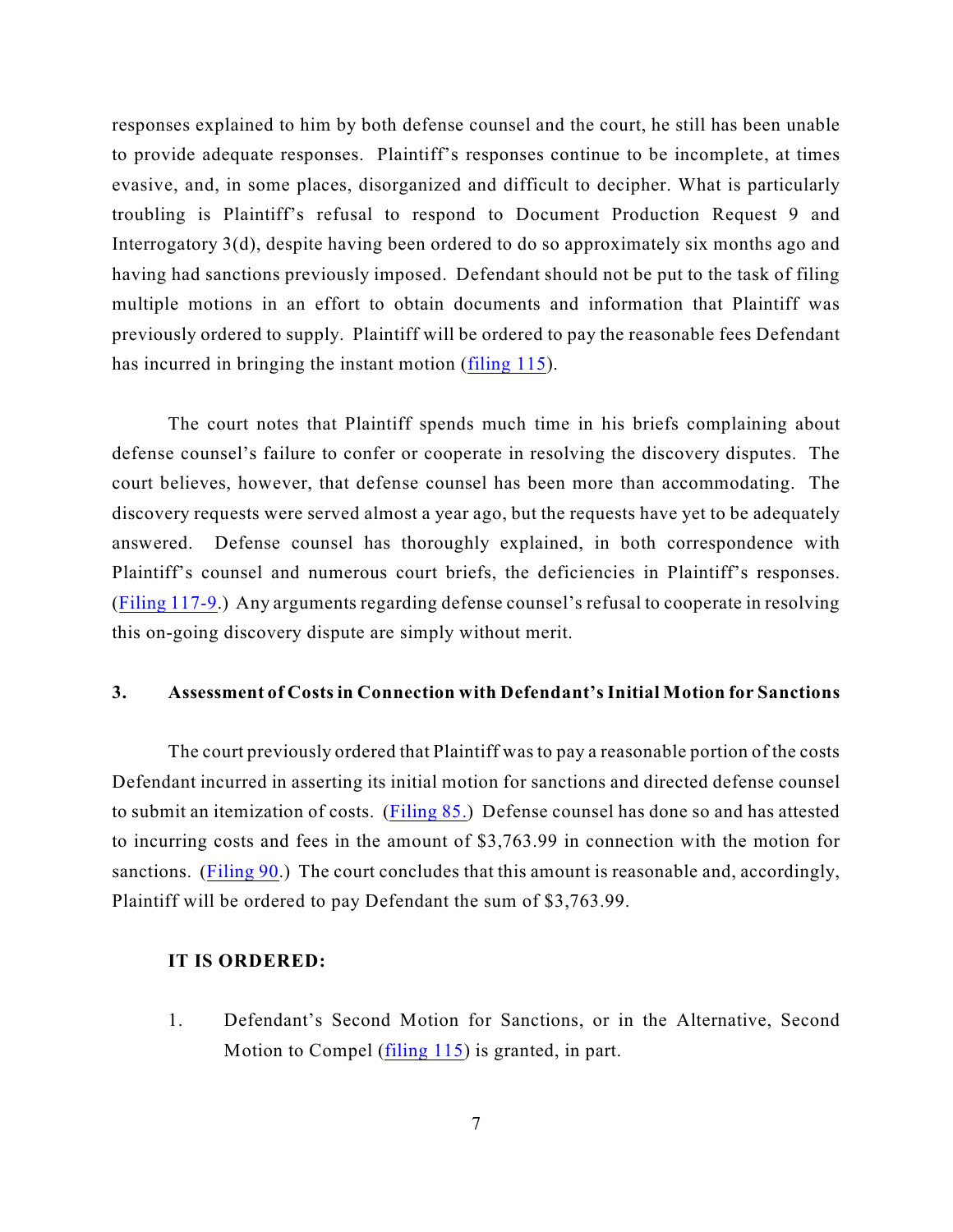responses explained to him by both defense counsel and the court, he still has been unable to provide adequate responses. Plaintiff's responses continue to be incomplete, at times evasive, and, in some places, disorganized and difficult to decipher. What is particularly troubling is Plaintiff's refusal to respond to Document Production Request 9 and Interrogatory 3(d), despite having been ordered to do so approximately six months ago and having had sanctions previously imposed. Defendant should not be put to the task of filing multiple motions in an effort to obtain documents and information that Plaintiff was previously ordered to supply. Plaintiff will be ordered to pay the reasonable fees Defendant has incurred in bringing the instant motion (filing 115).

The court notes that Plaintiff spends much time in his briefs complaining about defense counsel's failure to confer or cooperate in resolving the discovery disputes. The court believes, however, that defense counsel has been more than accommodating. The discovery requests were served almost a year ago, but the requests have yet to be adequately answered. Defense counsel has thoroughly explained, in both correspondence with Plaintiff's counsel and numerous court briefs, the deficiencies in Plaintiff's responses. (Filing 117-9.) Any arguments regarding defense counsel's refusal to cooperate in resolving this on-going discovery dispute are simply without merit.

### 3. Assessment of Costs in Connection with Defendant's Initial Motion for Sanctions

The court previously ordered that Plaintiff was to pay a reasonable portion of the costs Defendant incurred in asserting its initial motion for sanctions and directed defense counsel to submit an itemization of costs. (Filing 85.) Defense counsel has done so and has attested to incurring costs and fees in the amount of $3,763.99 in connection with the motion for sanctions. (Filing 90.) The court concludes that this amount is reasonable and, accordingly, Plaintiff will be ordered to pay Defendant the sum of $3,763.99.

**IT IS ORDERED:**

1. Defendant's Second Motion for Sanctions, or in the Alternative, Second Motion to Compel (filing 115) is granted, in part.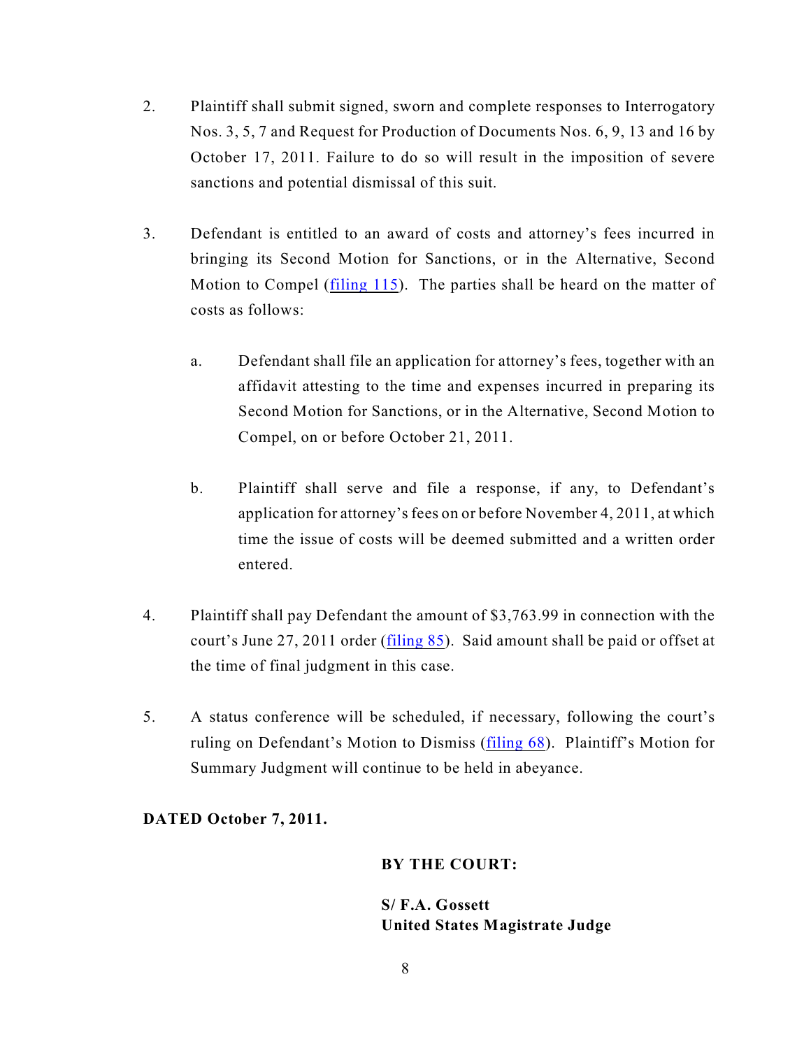2. Plaintiff shall submit signed, sworn and complete responses to Interrogatory Nos. 3, 5, 7 and Request for Production of Documents Nos. 6, 9, 13 and 16 by October 17, 2011. Failure to do so will result in the imposition of severe sanctions and potential dismissal of this suit.

3. Defendant is entitled to an award of costs and attorney's fees incurred in bringing its Second Motion for Sanctions, or in the Alternative, Second Motion to Compel (filing 115). The parties shall be heard on the matter of costs as follows:

   a. Defendant shall file an application for attorney's fees, together with an affidavit attesting to the time and expenses incurred in preparing its Second Motion for Sanctions, or in the Alternative, Second Motion to Compel, on or before October 21, 2011.

   b. Plaintiff shall serve and file a response, if any, to Defendant's application for attorney's fees on or before November 4, 2011, at which time the issue of costs will be deemed submitted and a written order entered.

4. Plaintiff shall pay Defendant the amount of $3,763.99 in connection with the court's June 27, 2011 order (filing 85). Said amount shall be paid or offset at the time of final judgment in this case.

5. A status conference will be scheduled, if necessary, following the court's ruling on Defendant's Motion to Dismiss (filing 68). Plaintiff's Motion for Summary Judgment will continue to be held in abeyance.

**DATED October 7, 2011.**

**BY THE COURT:**

**S/ F.A. Gossett**
**United States Magistrate Judge**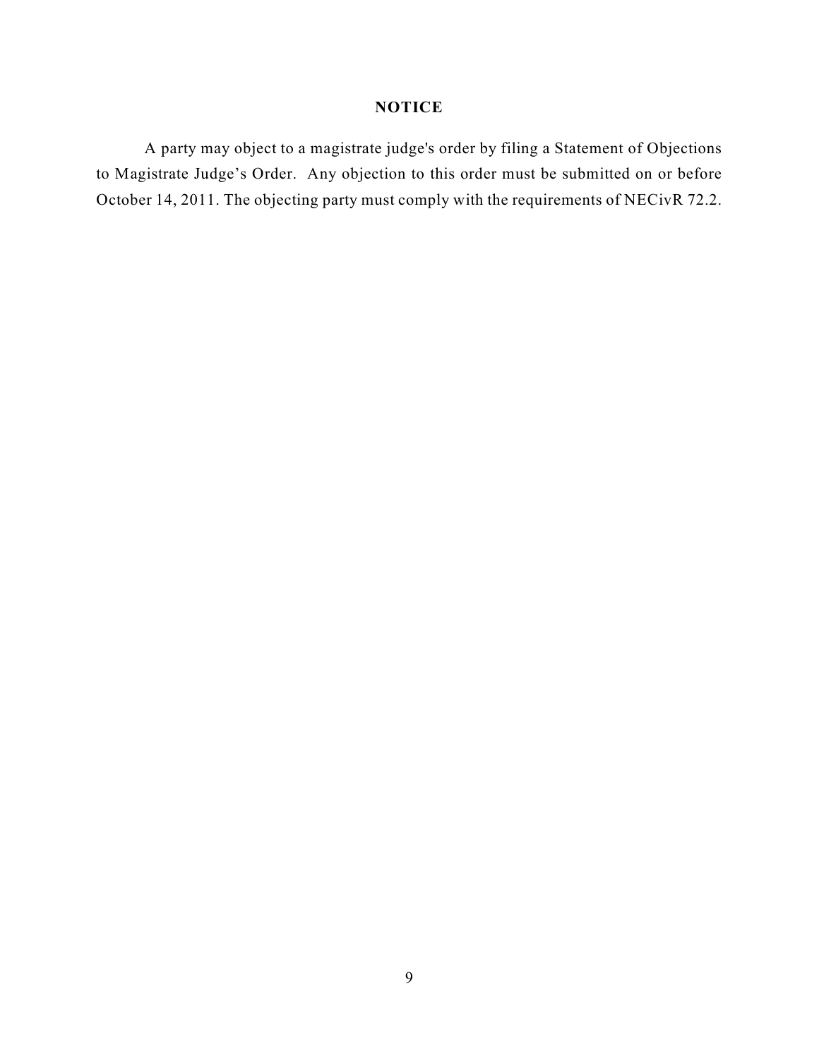**NOTICE**

A party may object to a magistrate judge's order by filing a Statement of Objections to Magistrate Judge's Order. Any objection to this order must be submitted on or before October 14, 2011. The objecting party must comply with the requirements of NECivR 72.2.